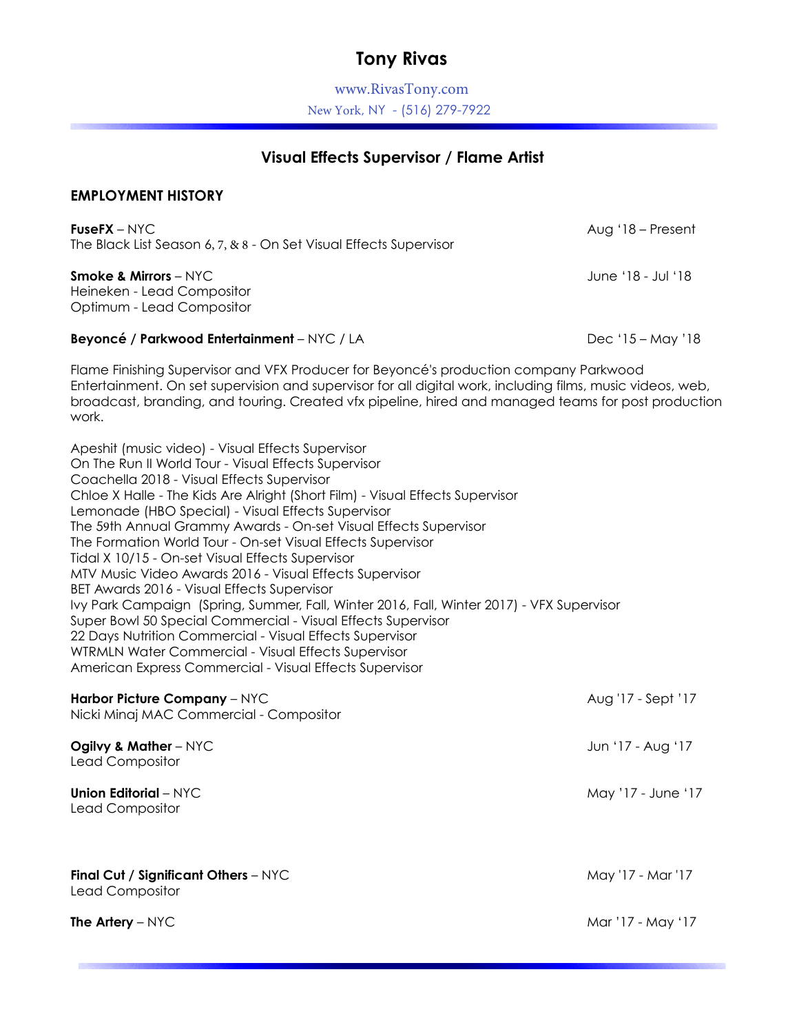# Tony Rivas

www.RivasTony.com

New York, NY - (516) 279-7922

## Visual Effects Supervisor / Flame Artist

### EMPLOYMENT HISTORY

**FuseFX** – NYC — Aug '18 – Present

The Black List Season 6, 7, & 8 - On Set Visual Effects Supervisor

**Smoke & Mirrors** – NYC — June '18 - Jul '18

Heineken - Lead Compositor
Optimum - Lead Compositor

**Beyoncé / Parkwood Entertainment** – NYC / LA — Dec '15 – May '18

Flame Finishing Supervisor and VFX Producer for Beyoncé's production company Parkwood Entertainment. On set supervision and supervisor for all digital work, including films, music videos, web, broadcast, branding, and touring. Created vfx pipeline, hired and managed teams for post production work.

Apeshit (music video) - Visual Effects Supervisor
On The Run II World Tour - Visual Effects Supervisor
Coachella 2018 - Visual Effects Supervisor
Chloe X Halle - The Kids Are Alright (Short Film) - Visual Effects Supervisor
Lemonade (HBO Special) - Visual Effects Supervisor
The 59th Annual Grammy Awards - On-set Visual Effects Supervisor
The Formation World Tour - On-set Visual Effects Supervisor
Tidal X 10/15 - On-set Visual Effects Supervisor
MTV Music Video Awards 2016 - Visual Effects Supervisor
BET Awards 2016 - Visual Effects Supervisor
Ivy Park Campaign (Spring, Summer, Fall, Winter 2016, Fall, Winter 2017) - VFX Supervisor
Super Bowl 50 Special Commercial - Visual Effects Supervisor
22 Days Nutrition Commercial - Visual Effects Supervisor
WTRMLN Water Commercial - Visual Effects Supervisor
American Express Commercial - Visual Effects Supervisor

**Harbor Picture Company** – NYC — Aug '17 - Sept '17

Nicki Minaj MAC Commercial - Compositor

**Ogilvy & Mather** – NYC — Jun '17 - Aug '17

Lead Compositor

**Union Editorial** – NYC — May '17 - June '17

Lead Compositor

**Final Cut / Significant Others** – NYC — May '17 - Mar '17

Lead Compositor

**The Artery** – NYC — Mar '17 - May '17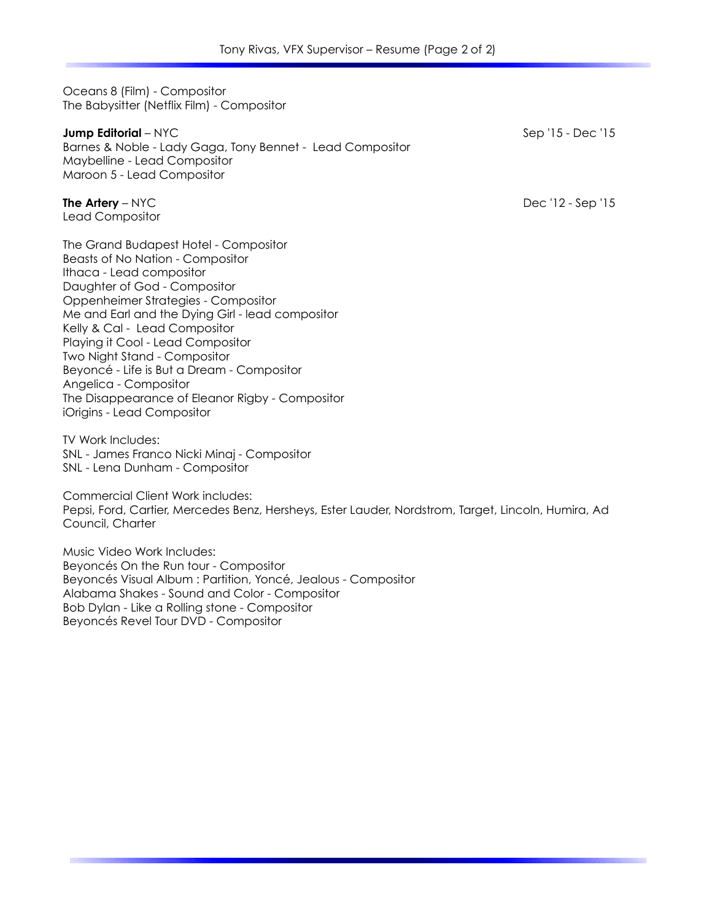Oceans 8 (Film) - Compositor
The Babysitter (Netflix Film) - Compositor

**Jump Editorial** – NYC Sep '15 - Dec '15
Barnes & Noble - Lady Gaga, Tony Bennet - Lead Compositor
Maybelline - Lead Compositor
Maroon 5 - Lead Compositor

**The Artery** – NYC Dec '12 - Sep '15
Lead Compositor

The Grand Budapest Hotel - Compositor
Beasts of No Nation - Compositor
Ithaca - Lead compositor
Daughter of God - Compositor
Oppenheimer Strategies - Compositor
Me and Earl and the Dying Girl - lead compositor
Kelly & Cal - Lead Compositor
Playing it Cool - Lead Compositor
Two Night Stand - Compositor
Beyoncé - Life is But a Dream - Compositor
Angelica - Compositor
The Disappearance of Eleanor Rigby - Compositor
iOrigins - Lead Compositor

TV Work Includes:
SNL - James Franco Nicki Minaj - Compositor
SNL - Lena Dunham - Compositor

Commercial Client Work includes:
Pepsi, Ford, Cartier, Mercedes Benz, Hersheys, Ester Lauder, Nordstrom, Target, Lincoln, Humira, Ad Council, Charter

Music Video Work Includes:
Beyoncés On the Run tour - Compositor
Beyoncés Visual Album : Partition, Yoncé, Jealous - Compositor
Alabama Shakes - Sound and Color - Compositor
Bob Dylan - Like a Rolling stone - Compositor
Beyoncés Revel Tour DVD - Compositor